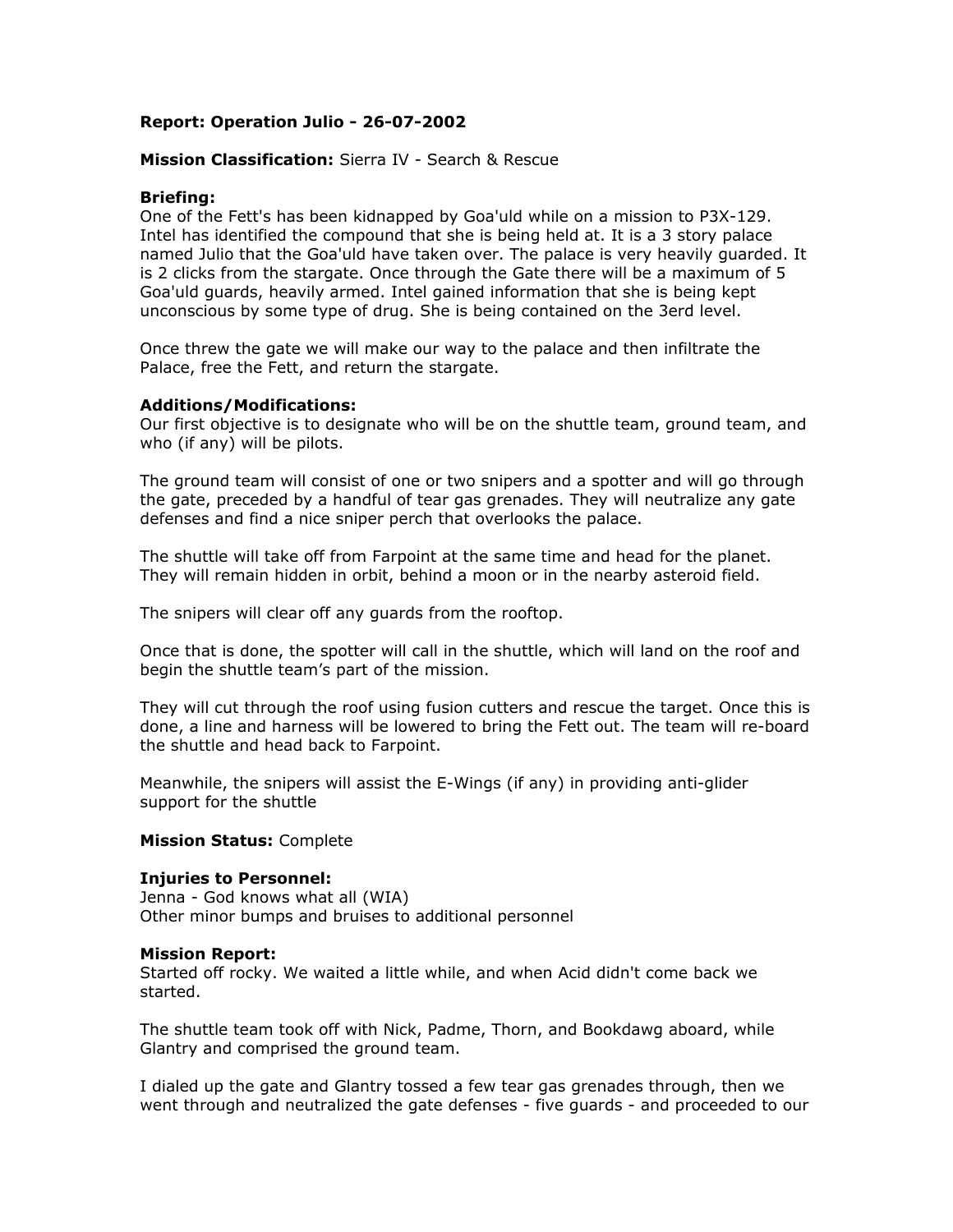**Report: Operation Julio - 26-07-2002**

**Mission Classification:** Sierra IV - Search & Rescue

**Briefing:**
One of the Fett's has been kidnapped by Goa'uld while on a mission to P3X-129. Intel has identified the compound that she is being held at. It is a 3 story palace named Julio that the Goa'uld have taken over. The palace is very heavily guarded. It is 2 clicks from the stargate. Once through the Gate there will be a maximum of 5 Goa'uld guards, heavily armed. Intel gained information that she is being kept unconscious by some type of drug. She is being contained on the 3erd level.

Once threw the gate we will make our way to the palace and then infiltrate the Palace, free the Fett, and return the stargate.

**Additions/Modifications:**
Our first objective is to designate who will be on the shuttle team, ground team, and who (if any) will be pilots.

The ground team will consist of one or two snipers and a spotter and will go through the gate, preceded by a handful of tear gas grenades. They will neutralize any gate defenses and find a nice sniper perch that overlooks the palace.

The shuttle will take off from Farpoint at the same time and head for the planet. They will remain hidden in orbit, behind a moon or in the nearby asteroid field.

The snipers will clear off any guards from the rooftop.

Once that is done, the spotter will call in the shuttle, which will land on the roof and begin the shuttle team's part of the mission.

They will cut through the roof using fusion cutters and rescue the target. Once this is done, a line and harness will be lowered to bring the Fett out. The team will re-board the shuttle and head back to Farpoint.

Meanwhile, the snipers will assist the E-Wings (if any) in providing anti-glider support for the shuttle

**Mission Status:** Complete

**Injuries to Personnel:**
Jenna - God knows what all (WIA)
Other minor bumps and bruises to additional personnel

**Mission Report:**
Started off rocky. We waited a little while, and when Acid didn't come back we started.

The shuttle team took off with Nick, Padme, Thorn, and Bookdawg aboard, while Glantry and comprised the ground team.

I dialed up the gate and Glantry tossed a few tear gas grenades through, then we went through and neutralized the gate defenses - five guards - and proceeded to our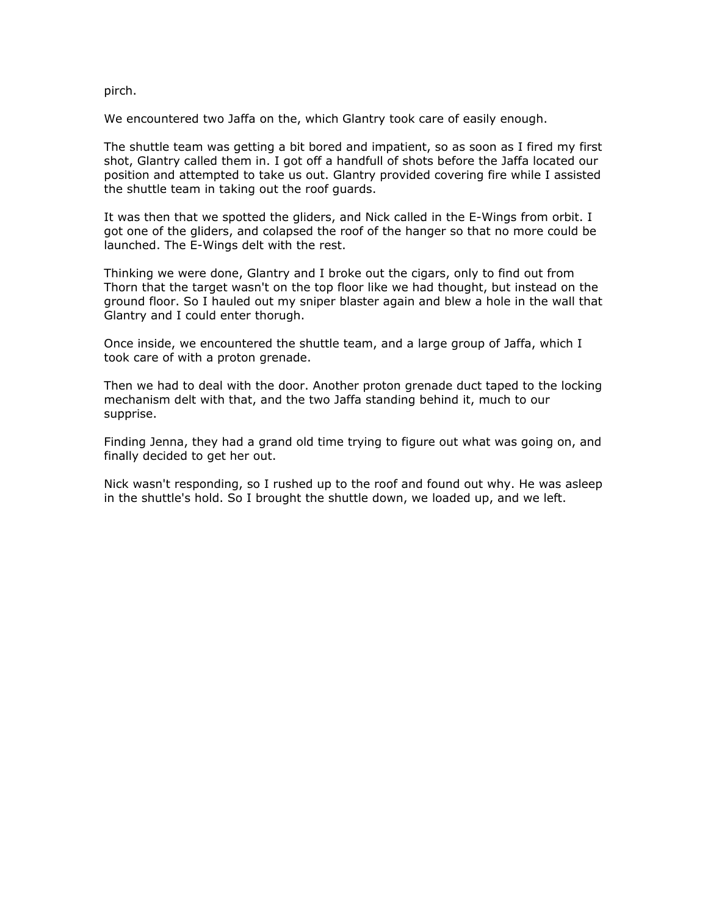pirch.

We encountered two Jaffa on the, which Glantry took care of easily enough.

The shuttle team was getting a bit bored and impatient, so as soon as I fired my first shot, Glantry called them in. I got off a handfull of shots before the Jaffa located our position and attempted to take us out. Glantry provided covering fire while I assisted the shuttle team in taking out the roof guards.

It was then that we spotted the gliders, and Nick called in the E-Wings from orbit. I got one of the gliders, and colapsed the roof of the hanger so that no more could be launched. The E-Wings delt with the rest.

Thinking we were done, Glantry and I broke out the cigars, only to find out from Thorn that the target wasn't on the top floor like we had thought, but instead on the ground floor. So I hauled out my sniper blaster again and blew a hole in the wall that Glantry and I could enter thorugh.

Once inside, we encountered the shuttle team, and a large group of Jaffa, which I took care of with a proton grenade.

Then we had to deal with the door. Another proton grenade duct taped to the locking mechanism delt with that, and the two Jaffa standing behind it, much to our supprise.

Finding Jenna, they had a grand old time trying to figure out what was going on, and finally decided to get her out.

Nick wasn't responding, so I rushed up to the roof and found out why. He was asleep in the shuttle's hold. So I brought the shuttle down, we loaded up, and we left.